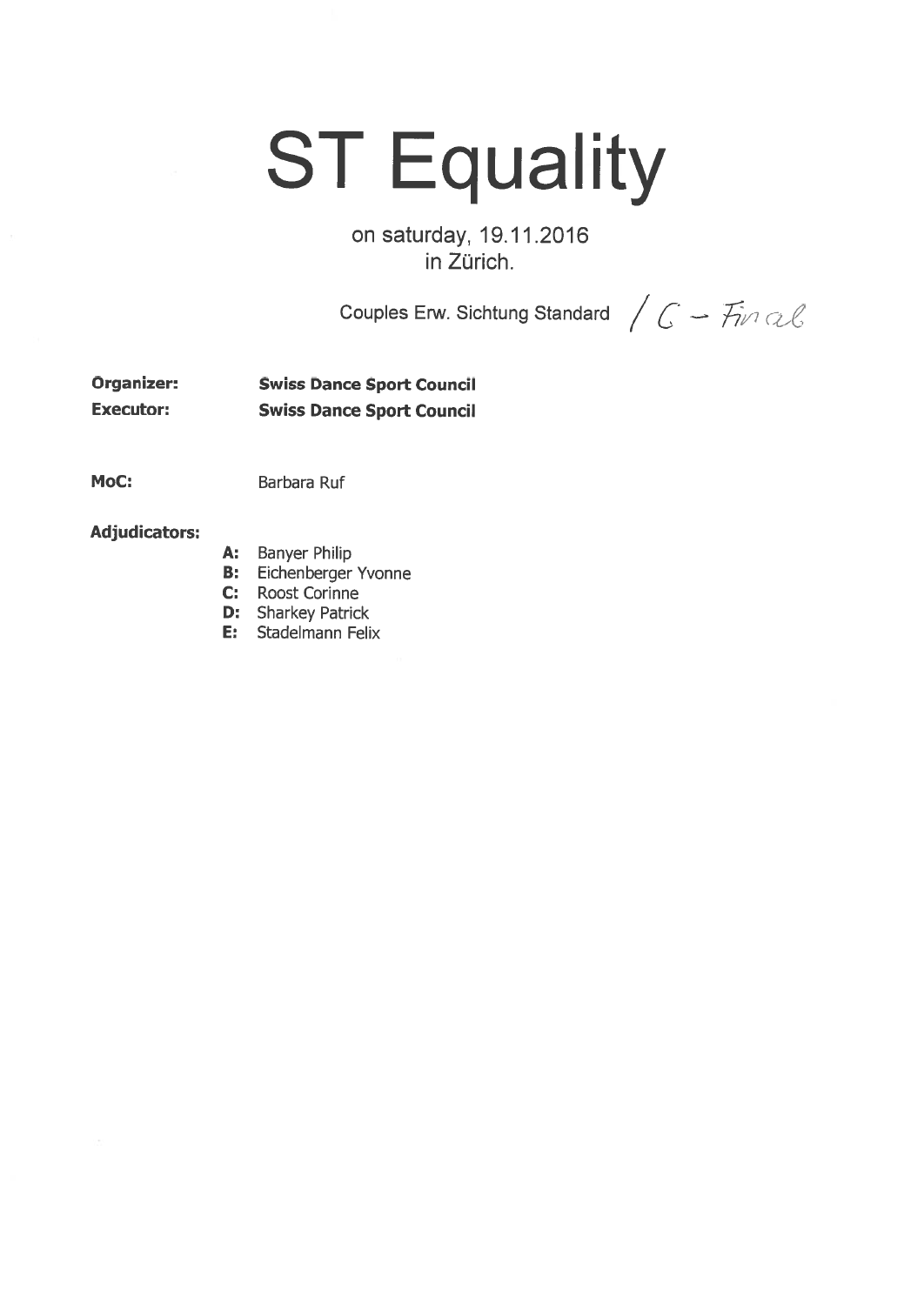# ST Equality

on saturday, 19.11.2016
in Zürich.

Couples Erw. Sichtung Standard / C - Final

**Organizer:** **Swiss Dance Sport Council**
**Executor:** **Swiss Dance Sport Council**

**MoC:** Barbara Ruf

**Adjudicators:**

- **A:** Banyer Philip
- **B:** Eichenberger Yvonne
- **C:** Roost Corinne
- **D:** Sharkey Patrick
- **E:** Stadelmann Felix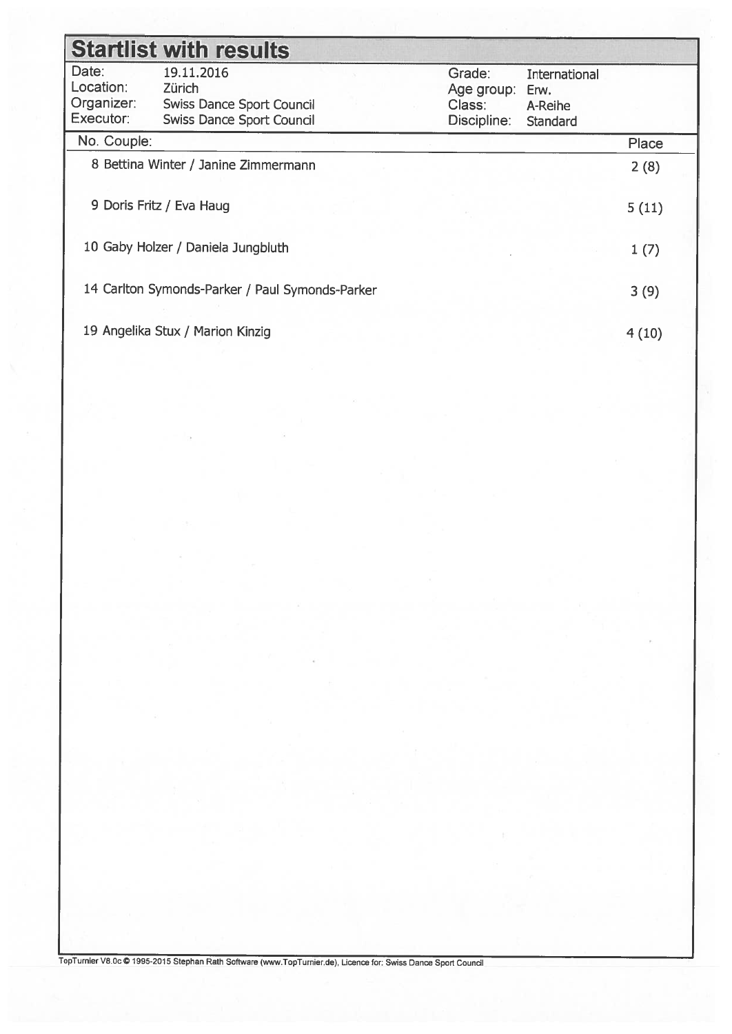# Startlist with results

| | | | |
|---|---|---|---|
| Date: | 19.11.2016 | Grade: | International |
| Location: | Zürich | Age group: | Erw. |
| Organizer: | Swiss Dance Sport Council | Class: | A-Reihe |
| Executor: | Swiss Dance Sport Council | Discipline: | Standard |

| No. | Couple: | Place |
|---|---|---|
| 8 | Bettina Winter / Janine Zimmermann | 2 (8) |
| 9 | Doris Fritz / Eva Haug | 5 (11) |
| 10 | Gaby Holzer / Daniela Jungbluth | 1 (7) |
| 14 | Carlton Symonds-Parker / Paul Symonds-Parker | 3 (9) |
| 19 | Angelika Stux / Marion Kinzig | 4 (10) |

TopTurnier V8.0c © 1995-2015 Stephan Rath Software (www.TopTurnier.de), Licence for: Swiss Dance Sport Council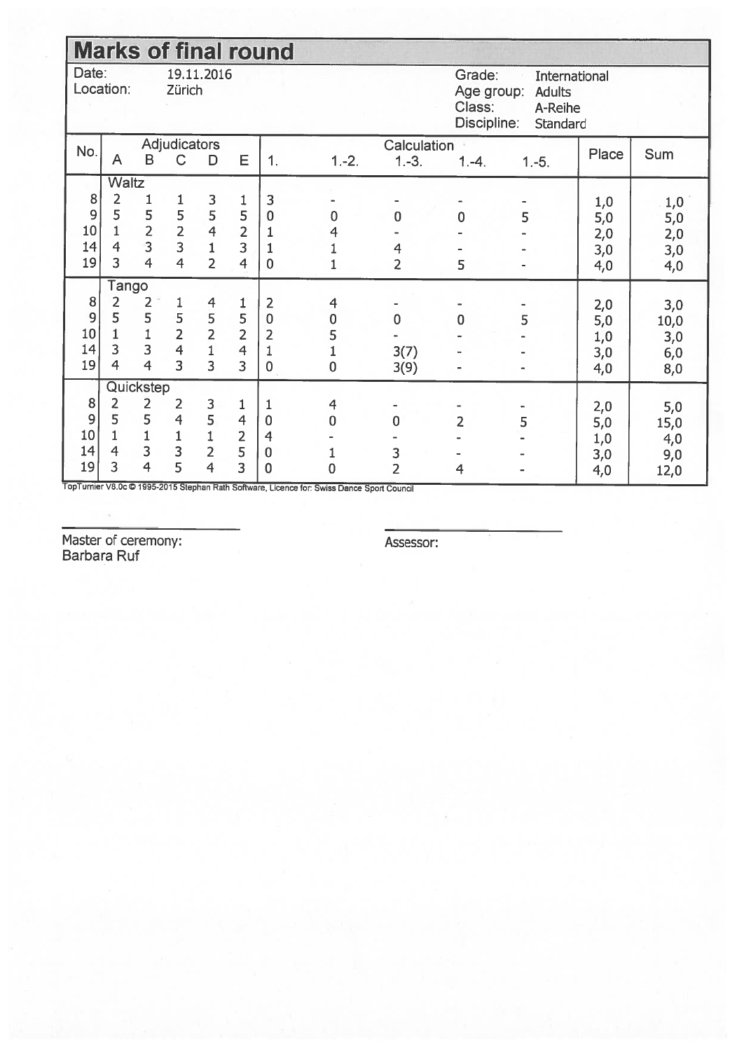# Marks of final round

| | | | |
|---|---|---|---|
| Date: | 19.11.2016 | Grade: | International |
| Location: | Zürich | Age group: | Adults |
| | | Class: | A-Reihe |
| | | Discipline: | Standard |

| No. | Adjudicators | | | | | Calculation | | | | | Place | Sum |
|---|---|---|---|---|---|---|---|---|---|---|---|---|
| | A | B | C | D | E | 1. | 1.-2. | 1.-3. | 1.-4. | 1.-5. | | |
| | **Waltz** | | | | | | | | | | | |
| 8 | 2 | 1 | 1 | 3 | 1 | 3 | - | - | - | - | 1,0 | 1,0 |
| 9 | 5 | 5 | 5 | 5 | 5 | 0 | 0 | 0 | 0 | 5 | 5,0 | 5,0 |
| 10 | 1 | 2 | 2 | 4 | 2 | 1 | 4 | - | - | - | 2,0 | 2,0 |
| 14 | 4 | 3 | 3 | 1 | 3 | 1 | 1 | 4 | - | - | 3,0 | 3,0 |
| 19 | 3 | 4 | 4 | 2 | 4 | 0 | 1 | 2 | 5 | - | 4,0 | 4,0 |
| | **Tango** | | | | | | | | | | | |
| 8 | 2 | 2 | 1 | 4 | 1 | 2 | 4 | - | - | - | 2,0 | 3,0 |
| 9 | 5 | 5 | 5 | 5 | 5 | 0 | 0 | 0 | 0 | 5 | 5,0 | 10,0 |
| 10 | 1 | 1 | 2 | 2 | 2 | 2 | 5 | - | - | - | 1,0 | 3,0 |
| 14 | 3 | 3 | 4 | 1 | 4 | 1 | 1 | 3(7) | - | - | 3,0 | 6,0 |
| 19 | 4 | 4 | 3 | 3 | 3 | 0 | 0 | 3(9) | - | - | 4,0 | 8,0 |
| | **Quickstep** | | | | | | | | | | | |
| 8 | 2 | 2 | 2 | 3 | 1 | 1 | 4 | - | - | - | 2,0 | 5,0 |
| 9 | 5 | 5 | 4 | 5 | 4 | 0 | 0 | 0 | 2 | 5 | 5,0 | 15,0 |
| 10 | 1 | 1 | 1 | 1 | 2 | 4 | - | - | - | - | 1,0 | 4,0 |
| 14 | 4 | 3 | 3 | 2 | 5 | 0 | 1 | 3 | - | - | 3,0 | 9,0 |
| 19 | 3 | 4 | 5 | 4 | 3 | 0 | 0 | 2 | 4 | - | 4,0 | 12,0 |

TopTurnier V8.0c © 1995-2015 Stephan Rath Software, Licence for: Swiss Dance Sport Council

Master of ceremony:
Barbara Ruf

Assessor: